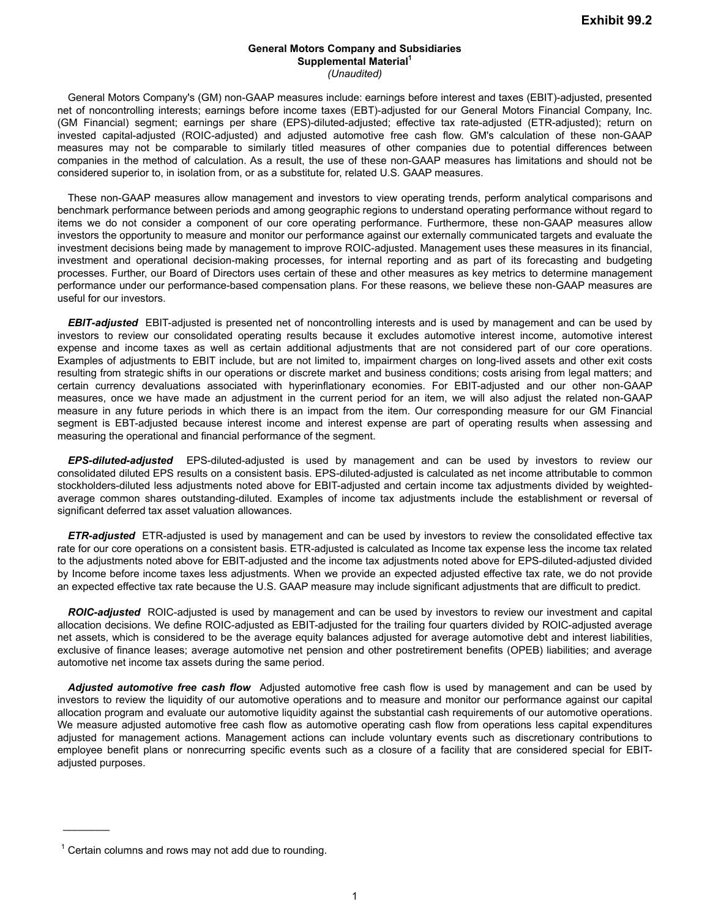**Exhibit 99.2**

**General Motors Company and Subsidiaries**
**Supplemental Material[1]**
*(Unaudited)*

General Motors Company's (GM) non-GAAP measures include: earnings before interest and taxes (EBIT)-adjusted, presented net of noncontrolling interests; earnings before income taxes (EBT)-adjusted for our General Motors Financial Company, Inc. (GM Financial) segment; earnings per share (EPS)-diluted-adjusted; effective tax rate-adjusted (ETR-adjusted); return on invested capital-adjusted (ROIC-adjusted) and adjusted automotive free cash flow. GM's calculation of these non-GAAP measures may not be comparable to similarly titled measures of other companies due to potential differences between companies in the method of calculation. As a result, the use of these non-GAAP measures has limitations and should not be considered superior to, in isolation from, or as a substitute for, related U.S. GAAP measures.

These non-GAAP measures allow management and investors to view operating trends, perform analytical comparisons and benchmark performance between periods and among geographic regions to understand operating performance without regard to items we do not consider a component of our core operating performance. Furthermore, these non-GAAP measures allow investors the opportunity to measure and monitor our performance against our externally communicated targets and evaluate the investment decisions being made by management to improve ROIC-adjusted. Management uses these measures in its financial, investment and operational decision-making processes, for internal reporting and as part of its forecasting and budgeting processes. Further, our Board of Directors uses certain of these and other measures as key metrics to determine management performance under our performance-based compensation plans. For these reasons, we believe these non-GAAP measures are useful for our investors.

***EBIT-adjusted*** EBIT-adjusted is presented net of noncontrolling interests and is used by management and can be used by investors to review our consolidated operating results because it excludes automotive interest income, automotive interest expense and income taxes as well as certain additional adjustments that are not considered part of our core operations. Examples of adjustments to EBIT include, but are not limited to, impairment charges on long-lived assets and other exit costs resulting from strategic shifts in our operations or discrete market and business conditions; costs arising from legal matters; and certain currency devaluations associated with hyperinflationary economies. For EBIT-adjusted and our other non-GAAP measures, once we have made an adjustment in the current period for an item, we will also adjust the related non-GAAP measure in any future periods in which there is an impact from the item. Our corresponding measure for our GM Financial segment is EBT-adjusted because interest income and interest expense are part of operating results when assessing and measuring the operational and financial performance of the segment.

***EPS-diluted-adjusted*** EPS-diluted-adjusted is used by management and can be used by investors to review our consolidated diluted EPS results on a consistent basis. EPS-diluted-adjusted is calculated as net income attributable to common stockholders-diluted less adjustments noted above for EBIT-adjusted and certain income tax adjustments divided by weighted-average common shares outstanding-diluted. Examples of income tax adjustments include the establishment or reversal of significant deferred tax asset valuation allowances.

***ETR-adjusted*** ETR-adjusted is used by management and can be used by investors to review the consolidated effective tax rate for our core operations on a consistent basis. ETR-adjusted is calculated as Income tax expense less the income tax related to the adjustments noted above for EBIT-adjusted and the income tax adjustments noted above for EPS-diluted-adjusted divided by Income before income taxes less adjustments. When we provide an expected adjusted effective tax rate, we do not provide an expected effective tax rate because the U.S. GAAP measure may include significant adjustments that are difficult to predict.

***ROIC-adjusted*** ROIC-adjusted is used by management and can be used by investors to review our investment and capital allocation decisions. We define ROIC-adjusted as EBIT-adjusted for the trailing four quarters divided by ROIC-adjusted average net assets, which is considered to be the average equity balances adjusted for average automotive debt and interest liabilities, exclusive of finance leases; average automotive net pension and other postretirement benefits (OPEB) liabilities; and average automotive net income tax assets during the same period.

***Adjusted automotive free cash flow*** Adjusted automotive free cash flow is used by management and can be used by investors to review the liquidity of our automotive operations and to measure and monitor our performance against our capital allocation program and evaluate our automotive liquidity against the substantial cash requirements of our automotive operations. We measure adjusted automotive free cash flow as automotive operating cash flow from operations less capital expenditures adjusted for management actions. Management actions can include voluntary events such as discretionary contributions to employee benefit plans or nonrecurring specific events such as a closure of a facility that are considered special for EBIT-adjusted purposes.

________

[1] Certain columns and rows may not add due to rounding.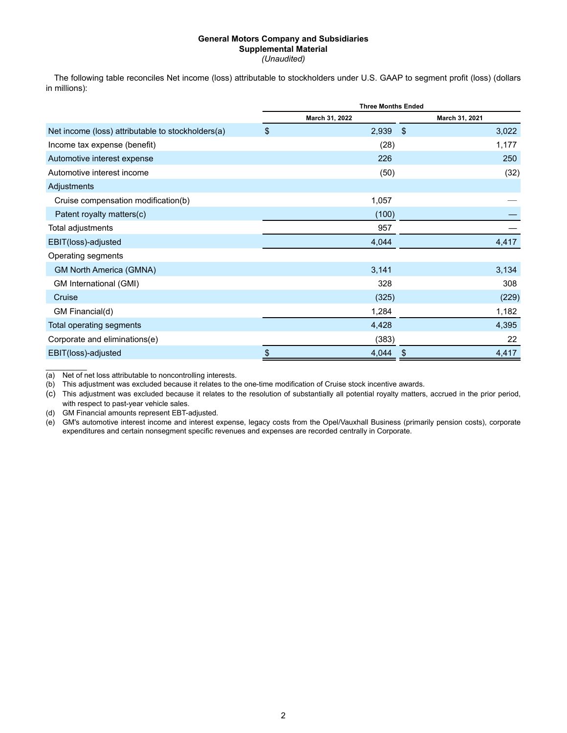**General Motors Company and Subsidiaries**
**Supplemental Material**
*(Unaudited)*

The following table reconciles Net income (loss) attributable to stockholders under U.S. GAAP to segment profit (loss) (dollars in millions):

| | Three Months Ended | |
|---|---|---|
| | March 31, 2022 | March 31, 2021 |
| Net income (loss) attributable to stockholders(a) | $ 2,939 | $ 3,022 |
| Income tax expense (benefit) | (28) | 1,177 |
| Automotive interest expense | 226 | 250 |
| Automotive interest income | (50) | (32) |
| Adjustments | | |
| Cruise compensation modification(b) | 1,057 | — |
| Patent royalty matters(c) | (100) | — |
| Total adjustments | 957 | — |
| EBIT(loss)-adjusted | 4,044 | 4,417 |
| Operating segments | | |
| GM North America (GMNA) | 3,141 | 3,134 |
| GM International (GMI) | 328 | 308 |
| Cruise | (325) | (229) |
| GM Financial(d) | 1,284 | 1,182 |
| Total operating segments | 4,428 | 4,395 |
| Corporate and eliminations(e) | (383) | 22 |
| EBIT(loss)-adjusted | $ 4,044 | $ 4,417 |

__________

(a) Net of net loss attributable to noncontrolling interests.
(b) This adjustment was excluded because it relates to the one-time modification of Cruise stock incentive awards.
(c) This adjustment was excluded because it relates to the resolution of substantially all potential royalty matters, accrued in the prior period, with respect to past-year vehicle sales.
(d) GM Financial amounts represent EBT-adjusted.
(e) GM's automotive interest income and interest expense, legacy costs from the Opel/Vauxhall Business (primarily pension costs), corporate expenditures and certain nonsegment specific revenues and expenses are recorded centrally in Corporate.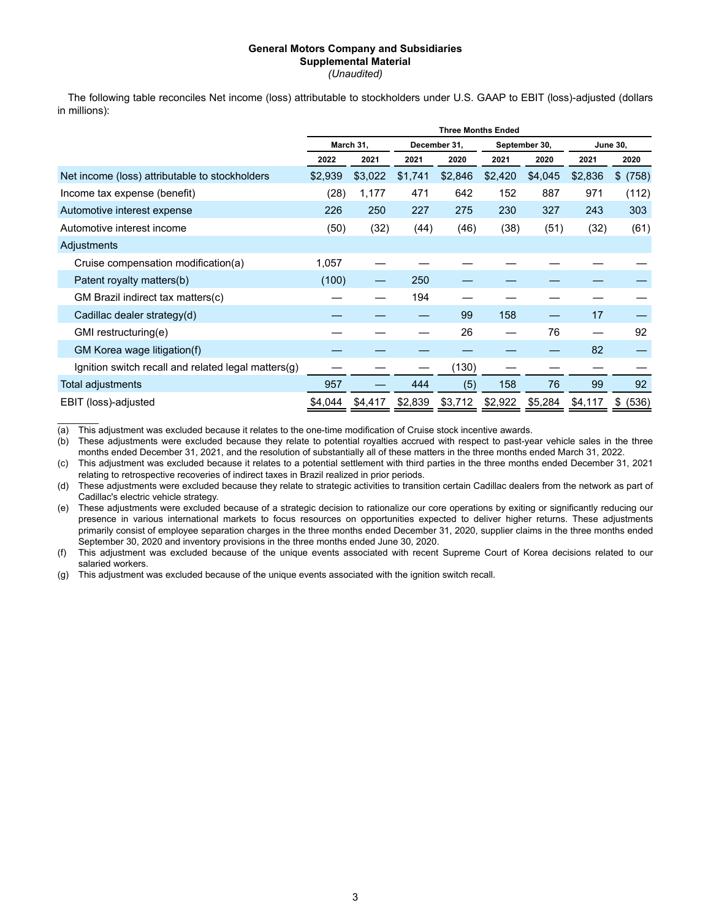**General Motors Company and Subsidiaries**
**Supplemental Material**
*(Unaudited)*

The following table reconciles Net income (loss) attributable to stockholders under U.S. GAAP to EBIT (loss)-adjusted (dollars in millions):

| | Three Months Ended | | | | | | | |
|---|---|---|---|---|---|---|---|---|
| | March 31, | | December 31, | | September 30, | | June 30, | |
| | 2022 | 2021 | 2021 | 2020 | 2021 | 2020 | 2021 | 2020 |
| Net income (loss) attributable to stockholders | $2,939 | $3,022 | $1,741 | $2,846 | $2,420 | $4,045 | $2,836 | $ (758) |
| Income tax expense (benefit) | (28) | 1,177 | 471 | 642 | 152 | 887 | 971 | (112) |
| Automotive interest expense | 226 | 250 | 227 | 275 | 230 | 327 | 243 | 303 |
| Automotive interest income | (50) | (32) | (44) | (46) | (38) | (51) | (32) | (61) |
| Adjustments | | | | | | | | |
| Cruise compensation modification(a) | 1,057 | — | — | — | — | — | — | — |
| Patent royalty matters(b) | (100) | — | 250 | — | — | — | — | — |
| GM Brazil indirect tax matters(c) | — | — | 194 | — | — | — | — | — |
| Cadillac dealer strategy(d) | — | — | — | 99 | 158 | — | 17 | — |
| GMI restructuring(e) | — | — | — | 26 | — | 76 | — | 92 |
| GM Korea wage litigation(f) | — | — | — | — | — | — | 82 | — |
| Ignition switch recall and related legal matters(g) | — | — | — | (130) | — | — | — | — |
| Total adjustments | 957 | — | 444 | (5) | 158 | 76 | 99 | 92 |
| EBIT (loss)-adjusted | $4,044 | $4,417 | $2,839 | $3,712 | $2,922 | $5,284 | $4,117 | $ (536) |

(a) This adjustment was excluded because it relates to the one-time modification of Cruise stock incentive awards.

(b) These adjustments were excluded because they relate to potential royalties accrued with respect to past-year vehicle sales in the three months ended December 31, 2021, and the resolution of substantially all of these matters in the three months ended March 31, 2022.

(c) This adjustment was excluded because it relates to a potential settlement with third parties in the three months ended December 31, 2021 relating to retrospective recoveries of indirect taxes in Brazil realized in prior periods.

(d) These adjustments were excluded because they relate to strategic activities to transition certain Cadillac dealers from the network as part of Cadillac's electric vehicle strategy.

(e) These adjustments were excluded because of a strategic decision to rationalize our core operations by exiting or significantly reducing our presence in various international markets to focus resources on opportunities expected to deliver higher returns. These adjustments primarily consist of employee separation charges in the three months ended December 31, 2020, supplier claims in the three months ended September 30, 2020 and inventory provisions in the three months ended June 30, 2020.

(f) This adjustment was excluded because of the unique events associated with recent Supreme Court of Korea decisions related to our salaried workers.

(g) This adjustment was excluded because of the unique events associated with the ignition switch recall.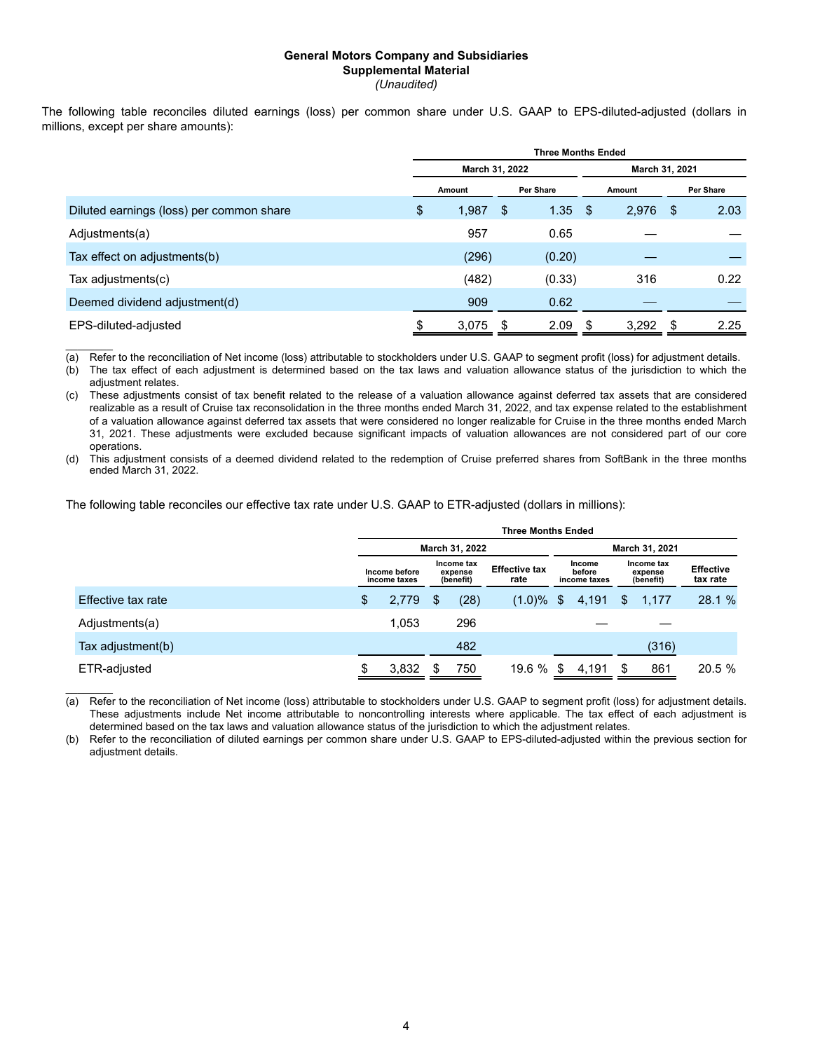**General Motors Company and Subsidiaries**
**Supplemental Material**
*(Unaudited)*

The following table reconciles diluted earnings (loss) per common share under U.S. GAAP to EPS-diluted-adjusted (dollars in millions, except per share amounts):

| | Three Months Ended | | | |
|---|---|---|---|---|
| | March 31, 2022 | | March 31, 2021 | |
| | Amount | Per Share | Amount | Per Share |
| Diluted earnings (loss) per common share | $ 1,987 | $ 1.35 | $ 2,976 | $ 2.03 |
| Adjustments(a) | 957 | 0.65 | — | — |
| Tax effect on adjustments(b) | (296) | (0.20) | — | — |
| Tax adjustments(c) | (482) | (0.33) | 316 | 0.22 |
| Deemed dividend adjustment(d) | 909 | 0.62 | — | — |
| EPS-diluted-adjusted | $ 3,075 | $ 2.09 | $ 3,292 | $ 2.25 |

(a) Refer to the reconciliation of Net income (loss) attributable to stockholders under U.S. GAAP to segment profit (loss) for adjustment details.
(b) The tax effect of each adjustment is determined based on the tax laws and valuation allowance status of the jurisdiction to which the adjustment relates.
(c) These adjustments consist of tax benefit related to the release of a valuation allowance against deferred tax assets that are considered realizable as a result of Cruise tax reconsolidation in the three months ended March 31, 2022, and tax expense related to the establishment of a valuation allowance against deferred tax assets that were considered no longer realizable for Cruise in the three months ended March 31, 2021. These adjustments were excluded because significant impacts of valuation allowances are not considered part of our core operations.
(d) This adjustment consists of a deemed dividend related to the redemption of Cruise preferred shares from SoftBank in the three months ended March 31, 2022.

The following table reconciles our effective tax rate under U.S. GAAP to ETR-adjusted (dollars in millions):

| | Three Months Ended | | | | | |
|---|---|---|---|---|---|---|
| | March 31, 2022 | | | March 31, 2021 | | |
| | Income before income taxes | Income tax expense (benefit) | Effective tax rate | Income before income taxes | Income tax expense (benefit) | Effective tax rate |
| Effective tax rate | $ 2,779 | $ (28) | (1.0)% | $ 4,191 | $ 1,177 | 28.1 % |
| Adjustments(a) | 1,053 | 296 | | — | — | |
| Tax adjustment(b) | | 482 | | | (316) | |
| ETR-adjusted | $ 3,832 | $ 750 | 19.6 % | $ 4,191 | $ 861 | 20.5 % |

(a) Refer to the reconciliation of Net income (loss) attributable to stockholders under U.S. GAAP to segment profit (loss) for adjustment details. These adjustments include Net income attributable to noncontrolling interests where applicable. The tax effect of each adjustment is determined based on the tax laws and valuation allowance status of the jurisdiction to which the adjustment relates.
(b) Refer to the reconciliation of diluted earnings per common share under U.S. GAAP to EPS-diluted-adjusted within the previous section for adjustment details.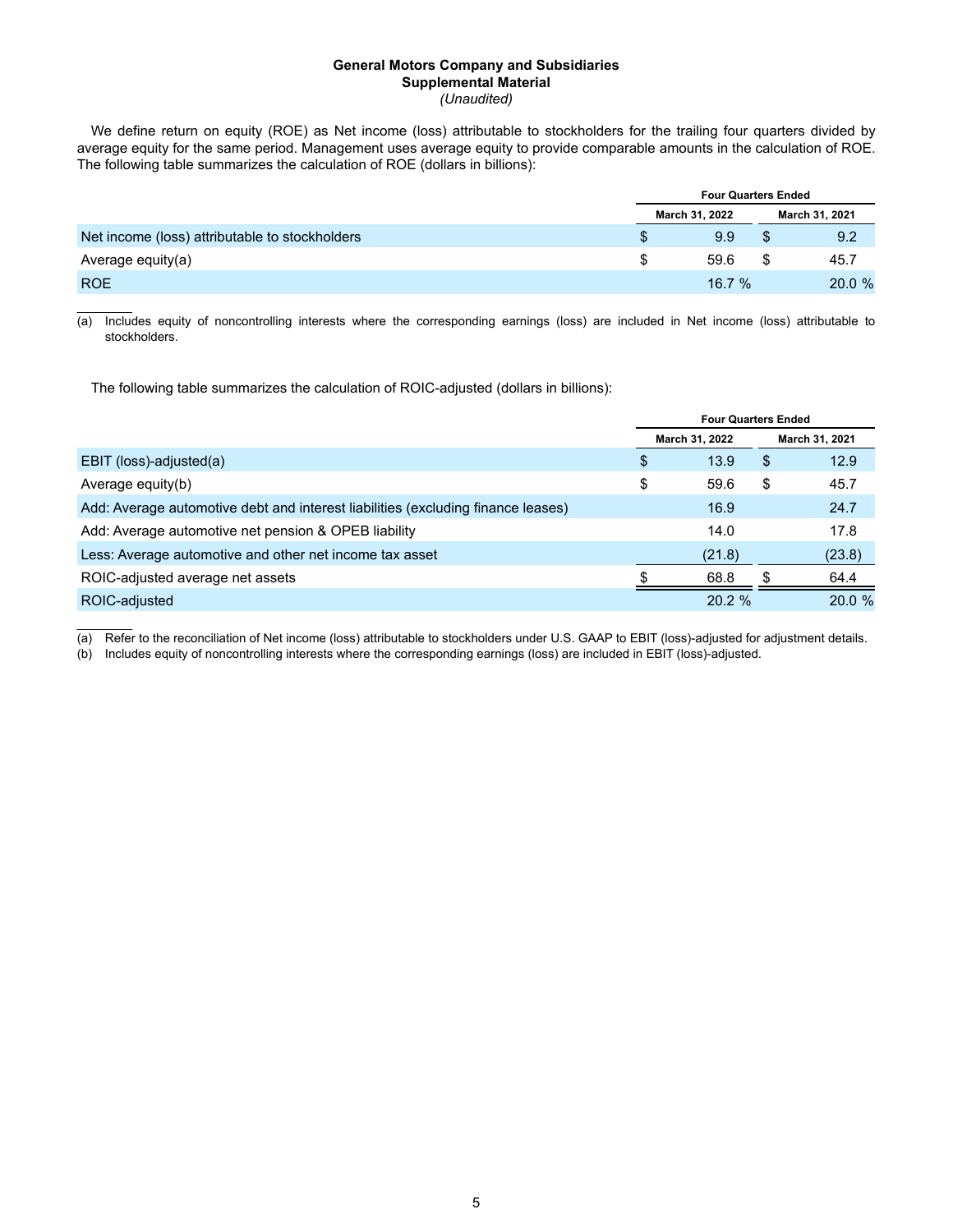**General Motors Company and Subsidiaries**
**Supplemental Material**
*(Unaudited)*

We define return on equity (ROE) as Net income (loss) attributable to stockholders for the trailing four quarters divided by average equity for the same period. Management uses average equity to provide comparable amounts in the calculation of ROE. The following table summarizes the calculation of ROE (dollars in billions):

| | Four Quarters Ended | |
|---|---|---|
| | March 31, 2022 | March 31, 2021 |
| Net income (loss) attributable to stockholders | $ 9.9 | $ 9.2 |
| Average equity(a) | $ 59.6 | $ 45.7 |
| ROE | 16.7 % | 20.0 % |

(a) Includes equity of noncontrolling interests where the corresponding earnings (loss) are included in Net income (loss) attributable to stockholders.

The following table summarizes the calculation of ROIC-adjusted (dollars in billions):

| | Four Quarters Ended | |
|---|---|---|
| | March 31, 2022 | March 31, 2021 |
| EBIT (loss)-adjusted(a) | $ 13.9 | $ 12.9 |
| Average equity(b) | $ 59.6 | $ 45.7 |
| Add: Average automotive debt and interest liabilities (excluding finance leases) | 16.9 | 24.7 |
| Add: Average automotive net pension & OPEB liability | 14.0 | 17.8 |
| Less: Average automotive and other net income tax asset | (21.8) | (23.8) |
| ROIC-adjusted average net assets | $ 68.8 | $ 64.4 |
| ROIC-adjusted | 20.2 % | 20.0 % |

(a) Refer to the reconciliation of Net income (loss) attributable to stockholders under U.S. GAAP to EBIT (loss)-adjusted for adjustment details.
(b) Includes equity of noncontrolling interests where the corresponding earnings (loss) are included in EBIT (loss)-adjusted.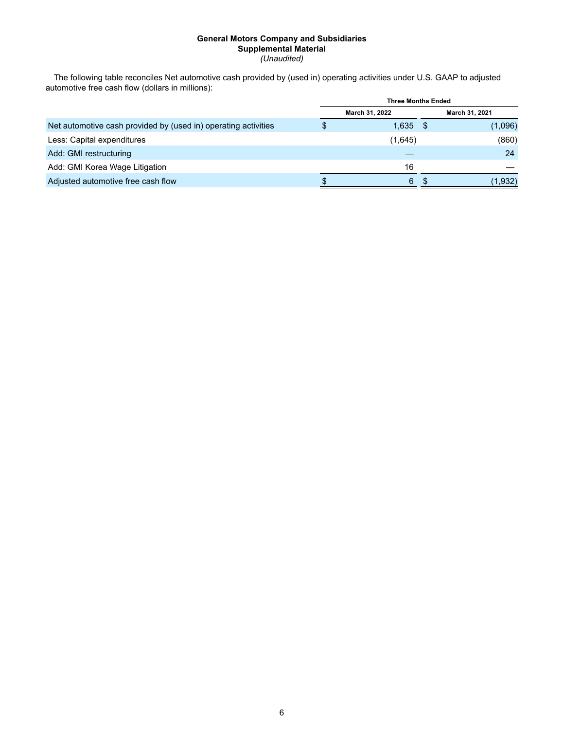**General Motors Company and Subsidiaries**
**Supplemental Material**
*(Unaudited)*

The following table reconciles Net automotive cash provided by (used in) operating activities under U.S. GAAP to adjusted automotive free cash flow (dollars in millions):

| | Three Months Ended | |
|---|---|---|
| | March 31, 2022 | March 31, 2021 |
| Net automotive cash provided by (used in) operating activities | $ 1,635 | $ (1,096) |
| Less: Capital expenditures | (1,645) | (860) |
| Add: GMI restructuring | — | 24 |
| Add: GMI Korea Wage Litigation | 16 | — |
| Adjusted automotive free cash flow | $ 6 | $ (1,932) |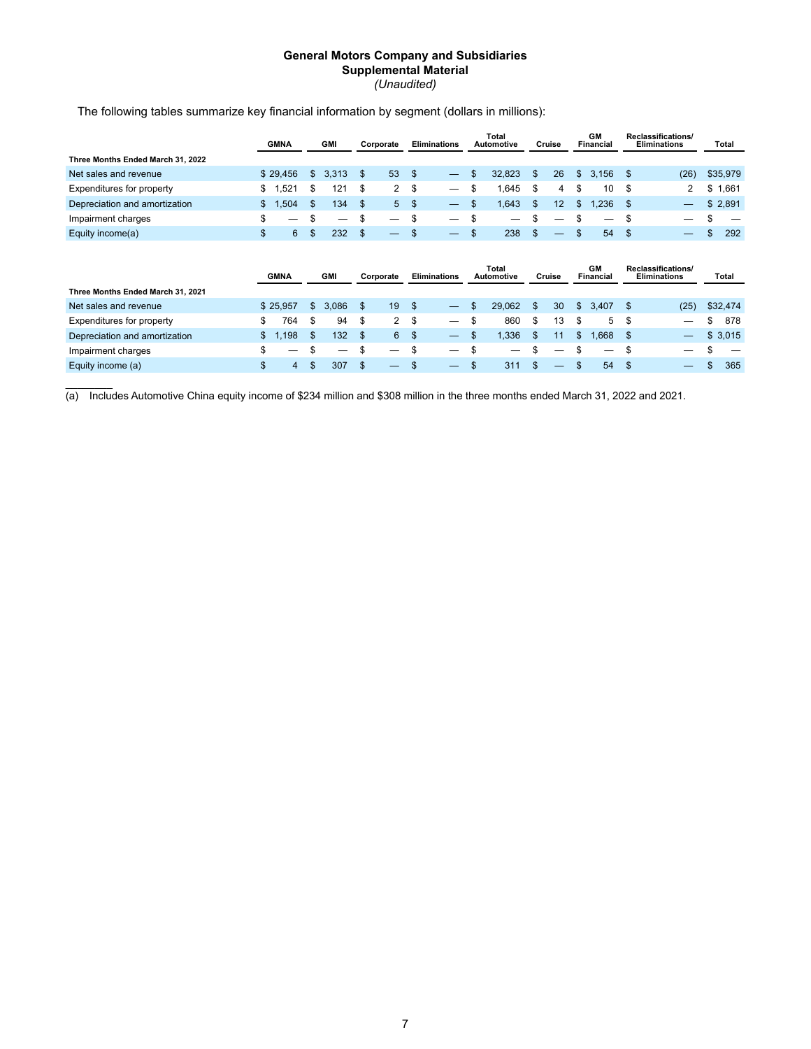**General Motors Company and Subsidiaries**
**Supplemental Material**
*(Unaudited)*

The following tables summarize key financial information by segment (dollars in millions):

| | GMNA | GMI | Corporate | Eliminations | Total Automotive | Cruise | GM Financial | Reclassifications/ Eliminations | Total |
|---|---|---|---|---|---|---|---|---|---|
| **Three Months Ended March 31, 2022** | | | | | | | | | |
| Net sales and revenue | $ 29,456 | $ 3,313 | $ 53 | $ — | $ 32,823 | $ 26 | $ 3,156 | $ (26) | $35,979 |
| Expenditures for property | $ 1,521 | $ 121 | $ 2 | $ — | $ 1,645 | $ 4 | $ 10 | $ 2 | $ 1,661 |
| Depreciation and amortization | $ 1,504 | $ 134 | $ 5 | $ — | $ 1,643 | $ 12 | $ 1,236 | $ — | $ 2,891 |
| Impairment charges | $ — | $ — | $ — | $ — | $ — | $ — | $ — | $ — | $ — |
| Equity income(a) | $ 6 | $ 232 | $ — | $ — | $ 238 | $ — | $ 54 | $ — | $ 292 |

| | GMNA | GMI | Corporate | Eliminations | Total Automotive | Cruise | GM Financial | Reclassifications/ Eliminations | Total |
|---|---|---|---|---|---|---|---|---|---|
| **Three Months Ended March 31, 2021** | | | | | | | | | |
| Net sales and revenue | $ 25,957 | $ 3,086 | $ 19 | $ — | $ 29,062 | $ 30 | $ 3,407 | $ (25) | $32,474 |
| Expenditures for property | $ 764 | $ 94 | $ 2 | $ — | $ 860 | $ 13 | $ 5 | $ — | $ 878 |
| Depreciation and amortization | $ 1,198 | $ 132 | $ 6 | $ — | $ 1,336 | $ 11 | $ 1,668 | $ — | $ 3,015 |
| Impairment charges | $ — | $ — | $ — | $ — | $ — | $ — | $ — | $ — | $ — |
| Equity income (a) | $ 4 | $ 307 | $ — | $ — | $ 311 | $ — | $ 54 | $ — | $ 365 |

________

(a) Includes Automotive China equity income of $234 million and $308 million in the three months ended March 31, 2022 and 2021.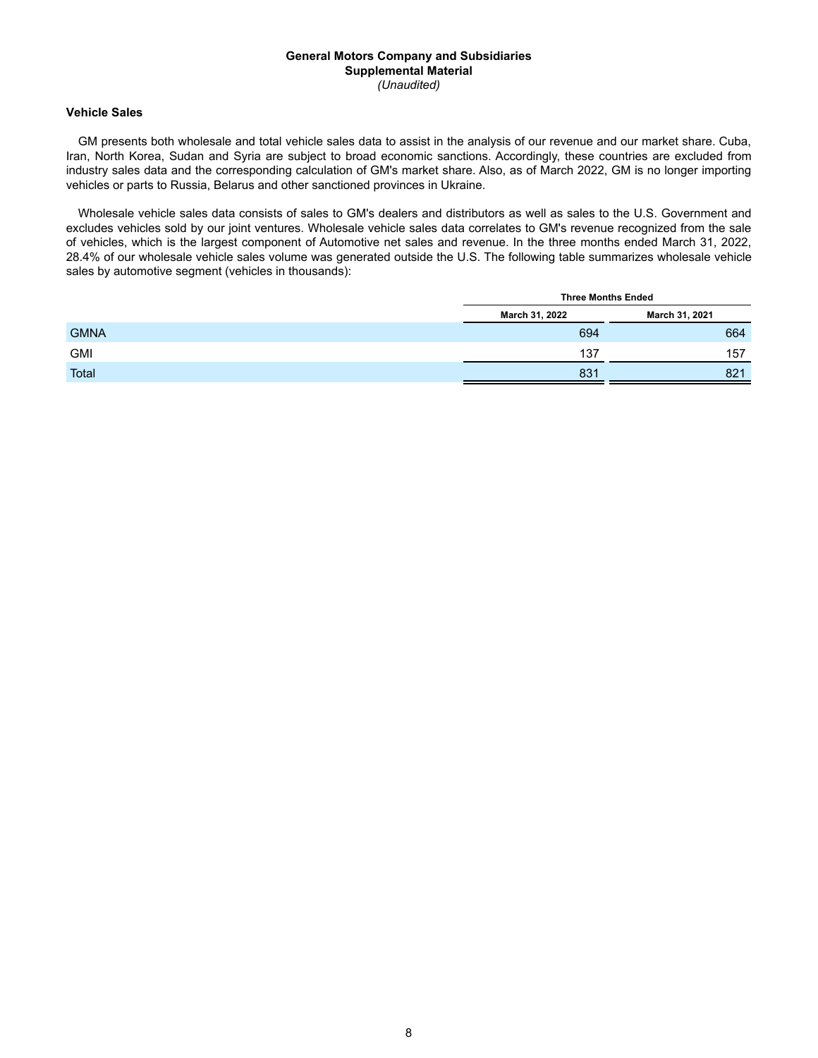**General Motors Company and Subsidiaries**
**Supplemental Material**
*(Unaudited)*

### Vehicle Sales

GM presents both wholesale and total vehicle sales data to assist in the analysis of our revenue and our market share. Cuba, Iran, North Korea, Sudan and Syria are subject to broad economic sanctions. Accordingly, these countries are excluded from industry sales data and the corresponding calculation of GM's market share. Also, as of March 2022, GM is no longer importing vehicles or parts to Russia, Belarus and other sanctioned provinces in Ukraine.

Wholesale vehicle sales data consists of sales to GM's dealers and distributors as well as sales to the U.S. Government and excludes vehicles sold by our joint ventures. Wholesale vehicle sales data correlates to GM's revenue recognized from the sale of vehicles, which is the largest component of Automotive net sales and revenue. In the three months ended March 31, 2022, 28.4% of our wholesale vehicle sales volume was generated outside the U.S. The following table summarizes wholesale vehicle sales by automotive segment (vehicles in thousands):

| | Three Months Ended | |
|---|---|---|
| | March 31, 2022 | March 31, 2021 |
| GMNA | 694 | 664 |
| GMI | 137 | 157 |
| Total | 831 | 821 |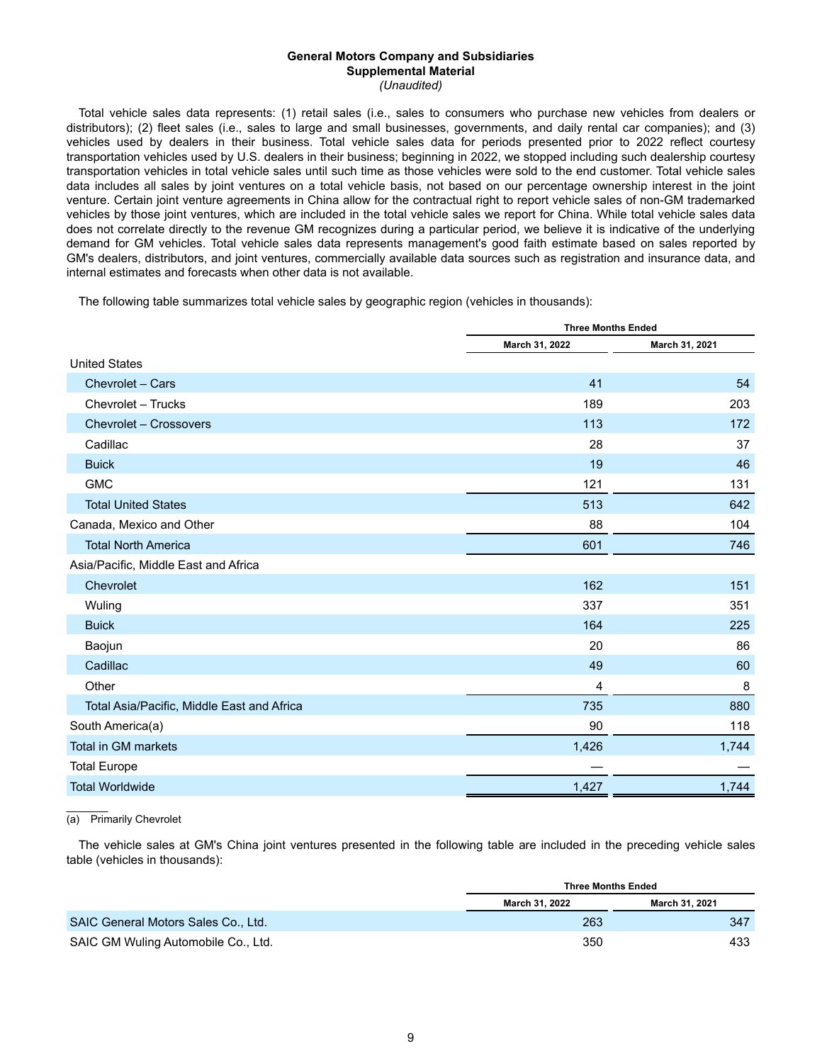**General Motors Company and Subsidiaries**
**Supplemental Material**
*(Unaudited)*

Total vehicle sales data represents: (1) retail sales (i.e., sales to consumers who purchase new vehicles from dealers or distributors); (2) fleet sales (i.e., sales to large and small businesses, governments, and daily rental car companies); and (3) vehicles used by dealers in their business. Total vehicle sales data for periods presented prior to 2022 reflect courtesy transportation vehicles used by U.S. dealers in their business; beginning in 2022, we stopped including such dealership courtesy transportation vehicles in total vehicle sales until such time as those vehicles were sold to the end customer. Total vehicle sales data includes all sales by joint ventures on a total vehicle basis, not based on our percentage ownership interest in the joint venture. Certain joint venture agreements in China allow for the contractual right to report vehicle sales of non-GM trademarked vehicles by those joint ventures, which are included in the total vehicle sales we report for China. While total vehicle sales data does not correlate directly to the revenue GM recognizes during a particular period, we believe it is indicative of the underlying demand for GM vehicles. Total vehicle sales data represents management's good faith estimate based on sales reported by GM's dealers, distributors, and joint ventures, commercially available data sources such as registration and insurance data, and internal estimates and forecasts when other data is not available.

The following table summarizes total vehicle sales by geographic region (vehicles in thousands):

| | Three Months Ended | |
|---|---|---|
| | March 31, 2022 | March 31, 2021 |
| United States | | |
| Chevrolet – Cars | 41 | 54 |
| Chevrolet – Trucks | 189 | 203 |
| Chevrolet – Crossovers | 113 | 172 |
| Cadillac | 28 | 37 |
| Buick | 19 | 46 |
| GMC | 121 | 131 |
| Total United States | 513 | 642 |
| Canada, Mexico and Other | 88 | 104 |
| Total North America | 601 | 746 |
| Asia/Pacific, Middle East and Africa | | |
| Chevrolet | 162 | 151 |
| Wuling | 337 | 351 |
| Buick | 164 | 225 |
| Baojun | 20 | 86 |
| Cadillac | 49 | 60 |
| Other | 4 | 8 |
| Total Asia/Pacific, Middle East and Africa | 735 | 880 |
| South America(a) | 90 | 118 |
| Total in GM markets | 1,426 | 1,744 |
| Total Europe | — | — |
| Total Worldwide | 1,427 | 1,744 |

(a) Primarily Chevrolet

The vehicle sales at GM's China joint ventures presented in the following table are included in the preceding vehicle sales table (vehicles in thousands):

| | Three Months Ended | |
|---|---|---|
| | March 31, 2022 | March 31, 2021 |
| SAIC General Motors Sales Co., Ltd. | 263 | 347 |
| SAIC GM Wuling Automobile Co., Ltd. | 350 | 433 |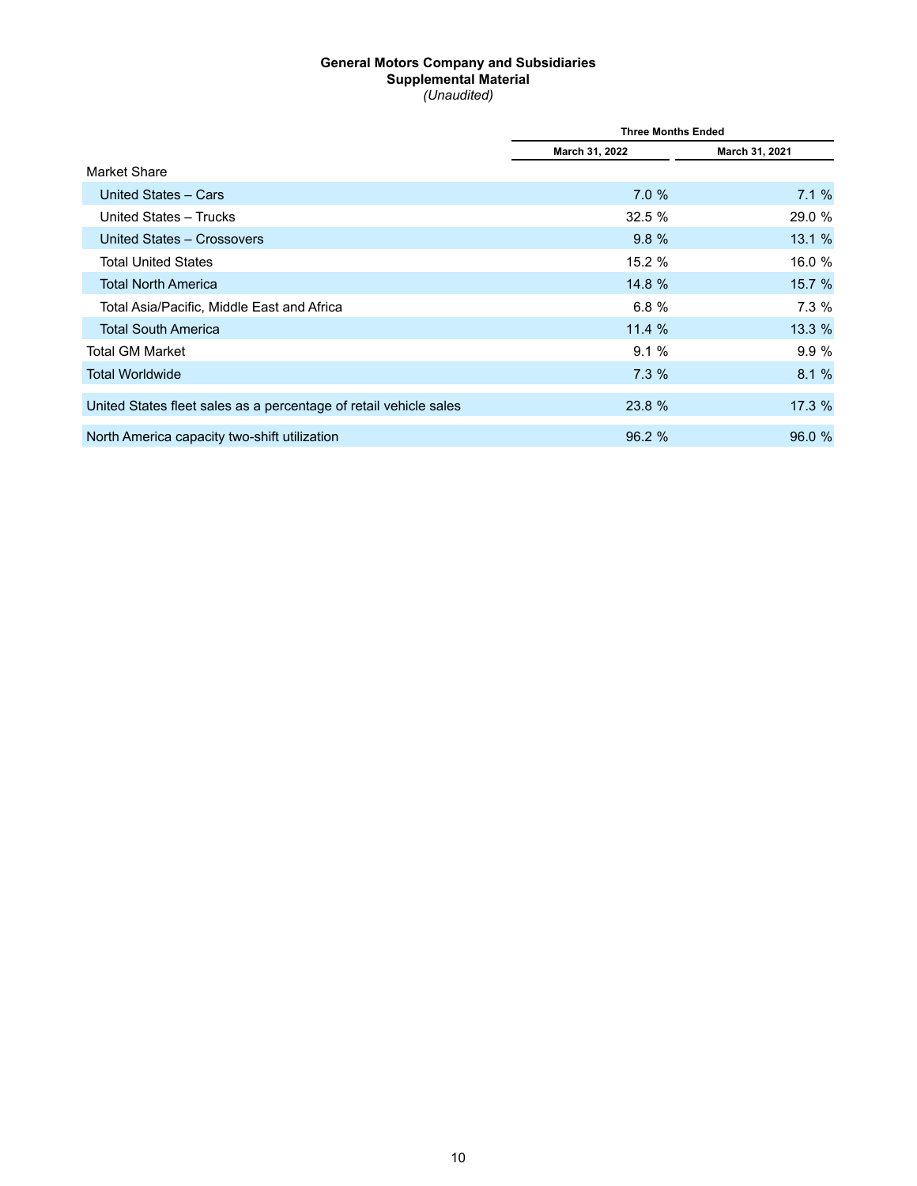**General Motors Company and Subsidiaries**
**Supplemental Material**
*(Unaudited)*

| | Three Months Ended | |
|---|---|---|
| | March 31, 2022 | March 31, 2021 |
| Market Share | | |
| United States – Cars | 7.0 % | 7.1 % |
| United States – Trucks | 32.5 % | 29.0 % |
| United States – Crossovers | 9.8 % | 13.1 % |
| Total United States | 15.2 % | 16.0 % |
| Total North America | 14.8 % | 15.7 % |
| Total Asia/Pacific, Middle East and Africa | 6.8 % | 7.3 % |
| Total South America | 11.4 % | 13.3 % |
| Total GM Market | 9.1 % | 9.9 % |
| Total Worldwide | 7.3 % | 8.1 % |
| United States fleet sales as a percentage of retail vehicle sales | 23.8 % | 17.3 % |
| North America capacity two-shift utilization | 96.2 % | 96.0 % |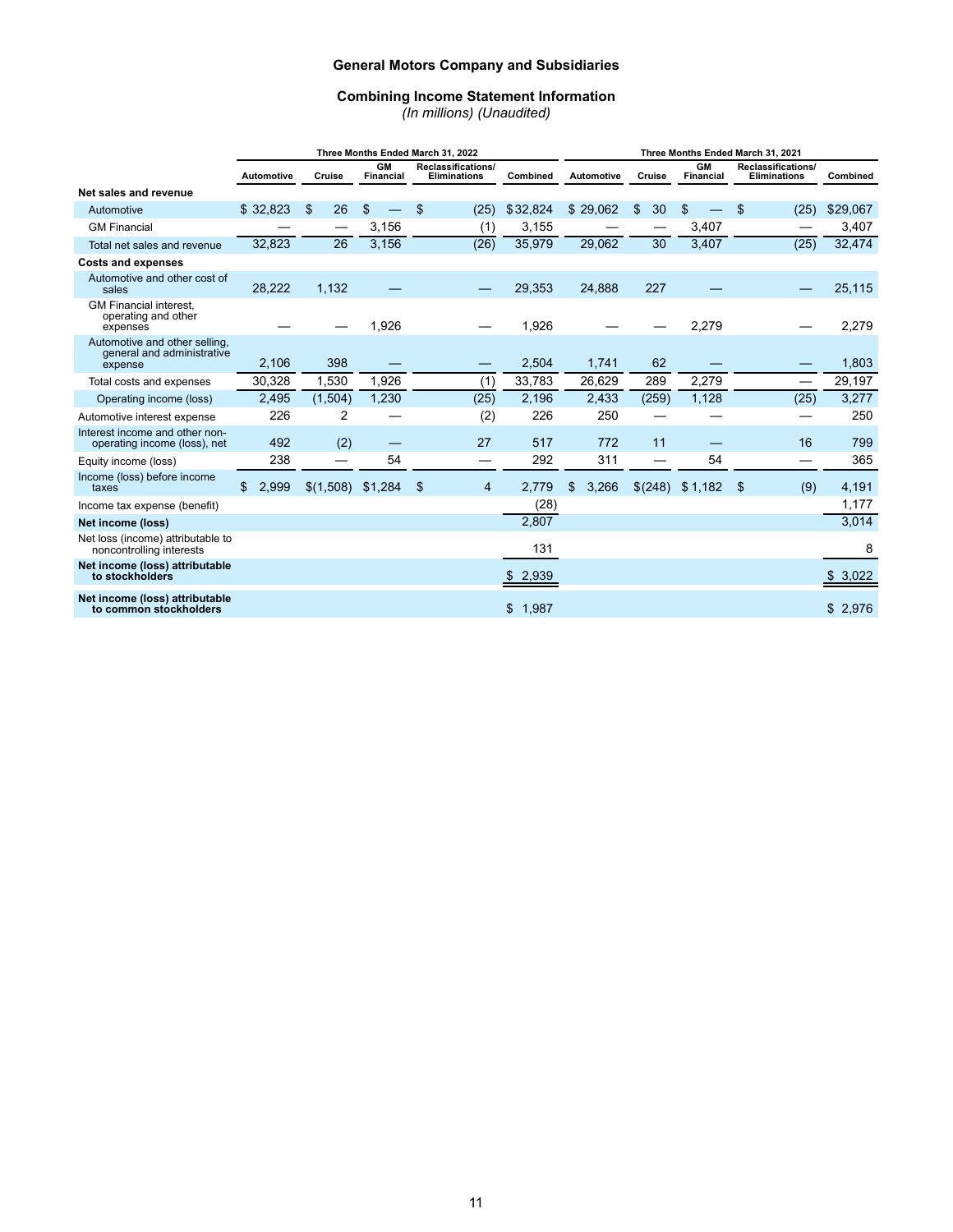# General Motors Company and Subsidiaries

## Combining Income Statement Information

*(In millions) (Unaudited)*

| | Three Months Ended March 31, 2022 | | | | | Three Months Ended March 31, 2021 | | | | |
|---|---|---|---|---|---|---|---|---|---|---|
| | Automotive | Cruise | GM Financial | Reclassifications/ Eliminations | Combined | Automotive | Cruise | GM Financial | Reclassifications/ Eliminations | Combined |
| **Net sales and revenue** | | | | | | | | | | |
| Automotive | $ 32,823 | $ 26 | $ — | $ (25) | $ 32,824 | $ 29,062 | $ 30 | $ — | $ (25) | $ 29,067 |
| GM Financial | — | — | 3,156 | (1) | 3,155 | — | — | 3,407 | — | 3,407 |
| Total net sales and revenue | 32,823 | 26 | 3,156 | (26) | 35,979 | 29,062 | 30 | 3,407 | (25) | 32,474 |
| **Costs and expenses** | | | | | | | | | | |
| Automotive and other cost of sales | 28,222 | 1,132 | — | — | 29,353 | 24,888 | 227 | — | — | 25,115 |
| GM Financial interest, operating and other expenses | — | — | 1,926 | — | 1,926 | — | — | 2,279 | — | 2,279 |
| Automotive and other selling, general and administrative expense | 2,106 | 398 | — | — | 2,504 | 1,741 | 62 | — | — | 1,803 |
| Total costs and expenses | 30,328 | 1,530 | 1,926 | (1) | 33,783 | 26,629 | 289 | 2,279 | — | 29,197 |
| Operating income (loss) | 2,495 | (1,504) | 1,230 | (25) | 2,196 | 2,433 | (259) | 1,128 | (25) | 3,277 |
| Automotive interest expense | 226 | 2 | — | (2) | 226 | 250 | — | — | — | 250 |
| Interest income and other non-operating income (loss), net | 492 | (2) | — | 27 | 517 | 772 | 11 | — | 16 | 799 |
| Equity income (loss) | 238 | — | 54 | — | 292 | 311 | — | 54 | — | 365 |
| Income (loss) before income taxes | $ 2,999 | $ (1,508) | $ 1,284 | $ 4 | 2,779 | $ 3,266 | $ (248) | $ 1,182 | $ (9) | 4,191 |
| Income tax expense (benefit) | | | | | (28) | | | | | 1,177 |
| **Net income (loss)** | | | | | 2,807 | | | | | 3,014 |
| Net loss (income) attributable to noncontrolling interests | | | | | 131 | | | | | 8 |
| **Net income (loss) attributable to stockholders** | | | | | $ 2,939 | | | | | $ 3,022 |
| **Net income (loss) attributable to common stockholders** | | | | | $ 1,987 | | | | | $ 2,976 |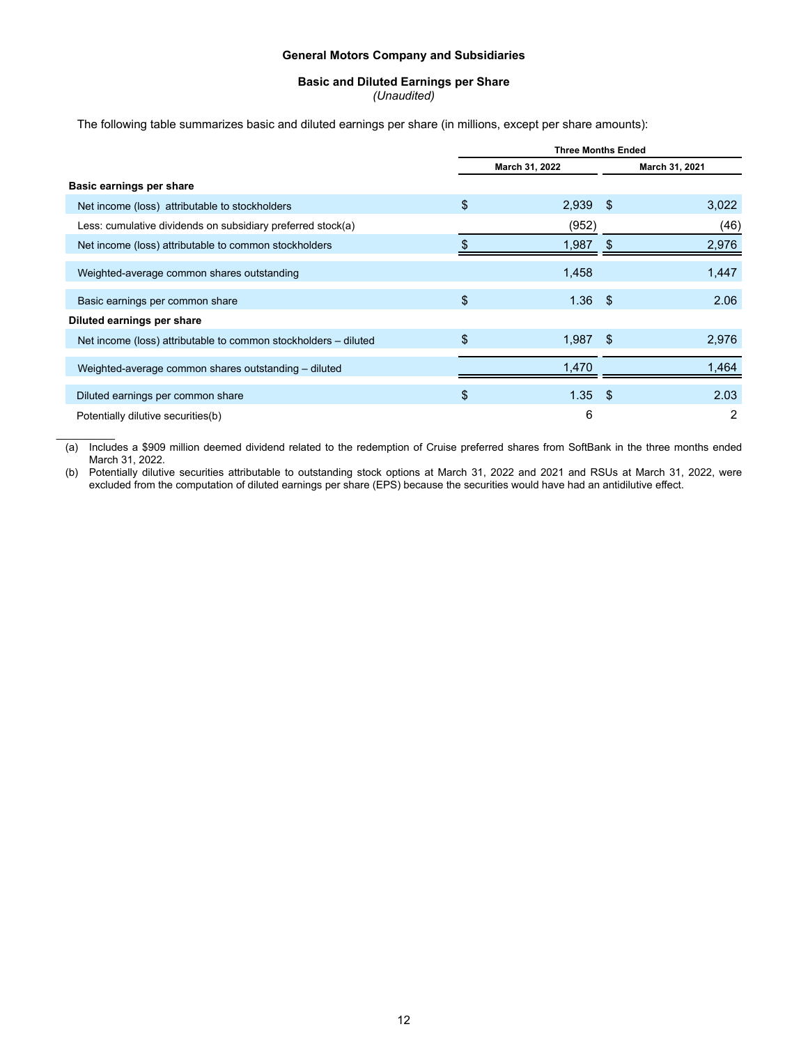**General Motors Company and Subsidiaries**

**Basic and Diluted Earnings per Share**
*(Unaudited)*

The following table summarizes basic and diluted earnings per share (in millions, except per share amounts):

| | Three Months Ended | |
|---|---|---|
| | March 31, 2022 | March 31, 2021 |
| **Basic earnings per share** | | |
| Net income (loss) attributable to stockholders | $ 2,939 | $ 3,022 |
| Less: cumulative dividends on subsidiary preferred stock(a) | (952) | (46) |
| Net income (loss) attributable to common stockholders | $ 1,987 | $ 2,976 |
| Weighted-average common shares outstanding | 1,458 | 1,447 |
| Basic earnings per common share | $ 1.36 | $ 2.06 |
| **Diluted earnings per share** | | |
| Net income (loss) attributable to common stockholders – diluted | $ 1,987 | $ 2,976 |
| Weighted-average common shares outstanding – diluted | 1,470 | 1,464 |
| Diluted earnings per common share | $ 1.35 | $ 2.03 |
| Potentially dilutive securities(b) | 6 | 2 |

(a) Includes a $909 million deemed dividend related to the redemption of Cruise preferred shares from SoftBank in the three months ended March 31, 2022.

(b) Potentially dilutive securities attributable to outstanding stock options at March 31, 2022 and 2021 and RSUs at March 31, 2022, were excluded from the computation of diluted earnings per share (EPS) because the securities would have had an antidilutive effect.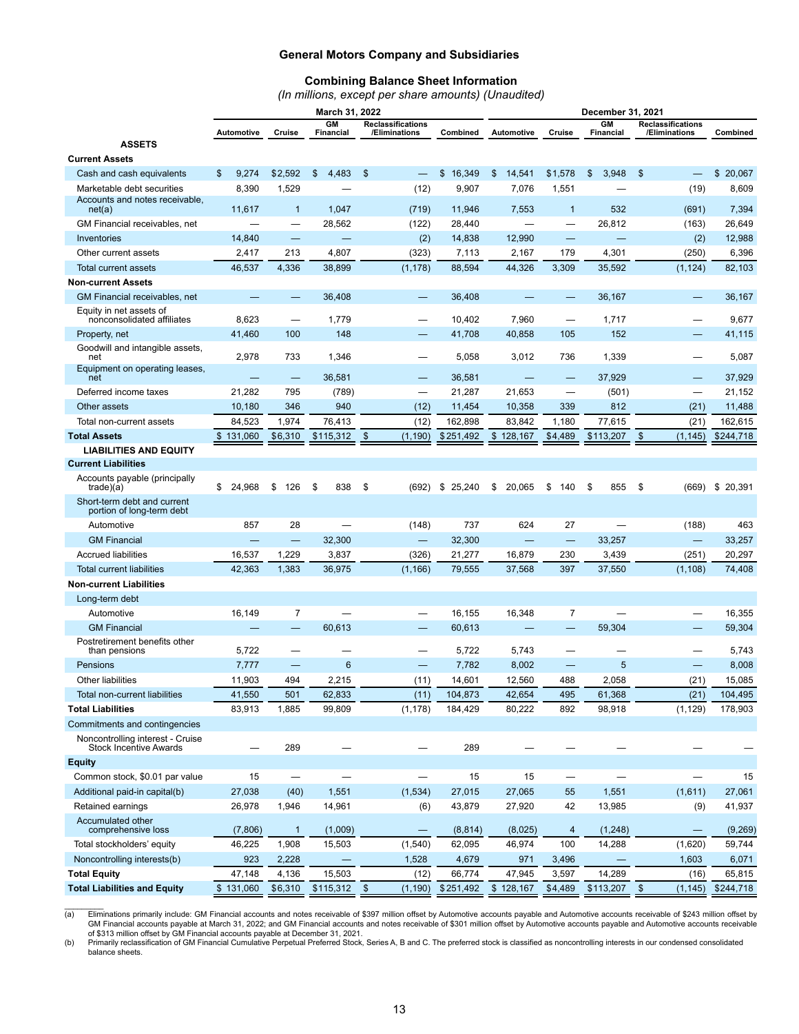## General Motors Company and Subsidiaries

### Combining Balance Sheet Information

*(In millions, except per share amounts) (Unaudited)*

| | March 31, 2022 | | | | | December 31, 2021 | | | | |
|---|---|---|---|---|---|---|---|---|---|---|
| | Automotive | Cruise | GM Financial | Reclassifications /Eliminations | Combined | Automotive | Cruise | GM Financial | Reclassifications /Eliminations | Combined |
| **ASSETS** | | | | | | | | | | |
| **Current Assets** | | | | | | | | | | |
| Cash and cash equivalents | $ 9,274 | $2,592 | $ 4,483 | $ — | $ 16,349 | $ 14,541 | $1,578 | $ 3,948 | $ — | $ 20,067 |
| Marketable debt securities | 8,390 | 1,529 | — | (12) | 9,907 | 7,076 | 1,551 | — | (19) | 8,609 |
| Accounts and notes receivable, net(a) | 11,617 | 1 | 1,047 | (719) | 11,946 | 7,553 | 1 | 532 | (691) | 7,394 |
| GM Financial receivables, net | — | — | 28,562 | (122) | 28,440 | — | — | 26,812 | (163) | 26,649 |
| Inventories | 14,840 | — | — | (2) | 14,838 | 12,990 | — | — | (2) | 12,988 |
| Other current assets | 2,417 | 213 | 4,807 | (323) | 7,113 | 2,167 | 179 | 4,301 | (250) | 6,396 |
| Total current assets | 46,537 | 4,336 | 38,899 | (1,178) | 88,594 | 44,326 | 3,309 | 35,592 | (1,124) | 82,103 |
| **Non-current Assets** | | | | | | | | | | |
| GM Financial receivables, net | — | — | 36,408 | — | 36,408 | — | — | 36,167 | — | 36,167 |
| Equity in net assets of nonconsolidated affiliates | 8,623 | — | 1,779 | — | 10,402 | 7,960 | — | 1,717 | — | 9,677 |
| Property, net | 41,460 | 100 | 148 | — | 41,708 | 40,858 | 105 | 152 | — | 41,115 |
| Goodwill and intangible assets, net | 2,978 | 733 | 1,346 | — | 5,058 | 3,012 | 736 | 1,339 | — | 5,087 |
| Equipment on operating leases, net | — | — | 36,581 | — | 36,581 | — | — | 37,929 | — | 37,929 |
| Deferred income taxes | 21,282 | 795 | (789) | — | 21,287 | 21,653 | — | (501) | — | 21,152 |
| Other assets | 10,180 | 346 | 940 | (12) | 11,454 | 10,358 | 339 | 812 | (21) | 11,488 |
| Total non-current assets | 84,523 | 1,974 | 76,413 | (12) | 162,898 | 83,842 | 1,180 | 77,615 | (21) | 162,615 |
| **Total Assets** | $ 131,060 | $6,310 | $115,312 | $ (1,190) | $251,492 | $ 128,167 | $4,489 | $113,207 | $ (1,145) | $244,718 |
| **LIABILITIES AND EQUITY** | | | | | | | | | | |
| **Current Liabilities** | | | | | | | | | | |
| Accounts payable (principally trade)(a) | $ 24,968 | $ 126 | $ 838 | $ (692) | $ 25,240 | $ 20,065 | $ 140 | $ 855 | $ (669) | $ 20,391 |
| Short-term debt and current portion of long-term debt | | | | | | | | | | |
| Automotive | 857 | 28 | — | (148) | 737 | 624 | 27 | — | (188) | 463 |
| GM Financial | — | — | 32,300 | — | 32,300 | — | — | 33,257 | — | 33,257 |
| Accrued liabilities | 16,537 | 1,229 | 3,837 | (326) | 21,277 | 16,879 | 230 | 3,439 | (251) | 20,297 |
| Total current liabilities | 42,363 | 1,383 | 36,975 | (1,166) | 79,555 | 37,568 | 397 | 37,550 | (1,108) | 74,408 |
| **Non-current Liabilities** | | | | | | | | | | |
| Long-term debt | | | | | | | | | | |
| Automotive | 16,149 | 7 | — | — | 16,155 | 16,348 | 7 | — | — | 16,355 |
| GM Financial | — | — | 60,613 | — | 60,613 | — | — | 59,304 | — | 59,304 |
| Postretirement benefits other than pensions | 5,722 | — | — | — | 5,722 | 5,743 | — | — | — | 5,743 |
| Pensions | 7,777 | — | 6 | — | 7,782 | 8,002 | — | 5 | — | 8,008 |
| Other liabilities | 11,903 | 494 | 2,215 | (11) | 14,601 | 12,560 | 488 | 2,058 | (21) | 15,085 |
| Total non-current liabilities | 41,550 | 501 | 62,833 | (11) | 104,873 | 42,654 | 495 | 61,368 | (21) | 104,495 |
| **Total Liabilities** | 83,913 | 1,885 | 99,809 | (1,178) | 184,429 | 80,222 | 892 | 98,918 | (1,129) | 178,903 |
| Commitments and contingencies | | | | | | | | | | |
| Noncontrolling interest - Cruise Stock Incentive Awards | — | 289 | — | — | 289 | — | — | — | — | — |
| **Equity** | | | | | | | | | | |
| Common stock, $0.01 par value | 15 | — | — | — | 15 | 15 | — | — | — | 15 |
| Additional paid-in capital(b) | 27,038 | (40) | 1,551 | (1,534) | 27,015 | 27,065 | 55 | 1,551 | (1,611) | 27,061 |
| Retained earnings | 26,978 | 1,946 | 14,961 | (6) | 43,879 | 27,920 | 42 | 13,985 | (9) | 41,937 |
| Accumulated other comprehensive loss | (7,806) | 1 | (1,009) | — | (8,814) | (8,025) | 4 | (1,248) | — | (9,269) |
| Total stockholders' equity | 46,225 | 1,908 | 15,503 | (1,540) | 62,095 | 46,974 | 100 | 14,288 | (1,620) | 59,744 |
| Noncontrolling interests(b) | 923 | 2,228 | — | 1,528 | 4,679 | 971 | 3,496 | — | 1,603 | 6,071 |
| **Total Equity** | 47,148 | 4,136 | 15,503 | (12) | 66,774 | 47,945 | 3,597 | 14,289 | (16) | 65,815 |
| **Total Liabilities and Equity** | $ 131,060 | $6,310 | $115,312 | $ (1,190) | $251,492 | $ 128,167 | $4,489 | $113,207 | $ (1,145) | $244,718 |

(a) Eliminations primarily include: GM Financial accounts and notes receivable of $397 million offset by Automotive accounts payable and Automotive accounts receivable of $243 million offset by GM Financial accounts payable at March 31, 2022; and GM Financial accounts and notes receivable of $301 million offset by Automotive accounts payable and Automotive accounts receivable of $313 million offset by GM Financial accounts payable at December 31, 2021.

(b) Primarily reclassification of GM Financial Cumulative Perpetual Preferred Stock, Series A, B and C. The preferred stock is classified as noncontrolling interests in our condensed consolidated balance sheets.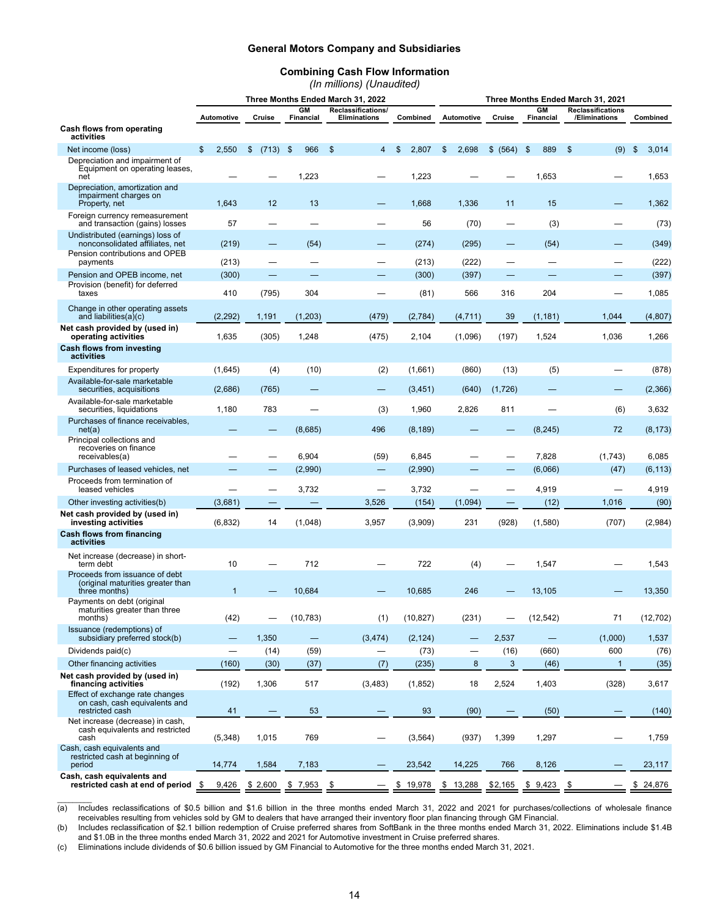# General Motors Company and Subsidiaries

## Combining Cash Flow Information

*(In millions) (Unaudited)*

| | Three Months Ended March 31, 2022 | | | | | Three Months Ended March 31, 2021 | | | | |
|---|---|---|---|---|---|---|---|---|---|---|
| | Automotive | Cruise | GM Financial | Reclassifications/ Eliminations | Combined | Automotive | Cruise | GM Financial | Reclassifications /Eliminations | Combined |
| **Cash flows from operating activities** | | | | | | | | | | |
| Net income (loss) | $ 2,550 | $ (713) | $ 966 | $ 4 | $ 2,807 | $ 2,698 | $ (564) | $ 889 | $ (9) | $ 3,014 |
| Depreciation and impairment of Equipment on operating leases, net | — | — | 1,223 | — | 1,223 | — | — | 1,653 | — | 1,653 |
| Depreciation, amortization and impairment charges on Property, net | 1,643 | 12 | 13 | — | 1,668 | 1,336 | 11 | 15 | — | 1,362 |
| Foreign currency remeasurement and transaction (gains) losses | 57 | — | — | — | 56 | (70) | — | (3) | — | (73) |
| Undistributed (earnings) loss of nonconsolidated affiliates, net | (219) | — | (54) | — | (274) | (295) | — | (54) | — | (349) |
| Pension contributions and OPEB payments | (213) | — | — | — | (213) | (222) | — | — | — | (222) |
| Pension and OPEB income, net | (300) | — | — | — | (300) | (397) | — | — | — | (397) |
| Provision (benefit) for deferred taxes | 410 | (795) | 304 | — | (81) | 566 | 316 | 204 | — | 1,085 |
| Change in other operating assets and liabilities(a)(c) | (2,292) | 1,191 | (1,203) | (479) | (2,784) | (4,711) | 39 | (1,181) | 1,044 | (4,807) |
| **Net cash provided by (used in) operating activities** | 1,635 | (305) | 1,248 | (475) | 2,104 | (1,096) | (197) | 1,524 | 1,036 | 1,266 |
| **Cash flows from investing activities** | | | | | | | | | | |
| Expenditures for property | (1,645) | (4) | (10) | (2) | (1,661) | (860) | (13) | (5) | — | (878) |
| Available-for-sale marketable securities, acquisitions | (2,686) | (765) | — | — | (3,451) | (640) | (1,726) | — | — | (2,366) |
| Available-for-sale marketable securities, liquidations | 1,180 | 783 | — | (3) | 1,960 | 2,826 | 811 | — | (6) | 3,632 |
| Purchases of finance receivables, net(a) | — | — | (8,685) | 496 | (8,189) | — | — | (8,245) | 72 | (8,173) |
| Principal collections and recoveries on finance receivables(a) | — | — | 6,904 | (59) | 6,845 | — | — | 7,828 | (1,743) | 6,085 |
| Purchases of leased vehicles, net | — | — | (2,990) | — | (2,990) | — | — | (6,066) | (47) | (6,113) |
| Proceeds from termination of leased vehicles | — | — | 3,732 | — | 3,732 | — | — | 4,919 | — | 4,919 |
| Other investing activities(b) | (3,681) | — | — | 3,526 | (154) | (1,094) | — | (12) | 1,016 | (90) |
| **Net cash provided by (used in) investing activities** | (6,832) | 14 | (1,048) | 3,957 | (3,909) | 231 | (928) | (1,580) | (707) | (2,984) |
| **Cash flows from financing activities** | | | | | | | | | | |
| Net increase (decrease) in short-term debt | 10 | — | 712 | — | 722 | (4) | — | 1,547 | — | 1,543 |
| Proceeds from issuance of debt (original maturities greater than three months) | 1 | — | 10,684 | — | 10,685 | 246 | — | 13,105 | — | 13,350 |
| Payments on debt (original maturities greater than three months) | (42) | — | (10,783) | (1) | (10,827) | (231) | — | (12,542) | 71 | (12,702) |
| Issuance (redemptions) of subsidiary preferred stock(b) | — | 1,350 | — | (3,474) | (2,124) | — | 2,537 | — | (1,000) | 1,537 |
| Dividends paid(c) | — | (14) | (59) | — | (73) | — | (16) | (660) | 600 | (76) |
| Other financing activities | (160) | (30) | (37) | (7) | (235) | 8 | 3 | (46) | 1 | (35) |
| **Net cash provided by (used in) financing activities** | (192) | 1,306 | 517 | (3,483) | (1,852) | 18 | 2,524 | 1,403 | (328) | 3,617 |
| Effect of exchange rate changes on cash, cash equivalents and restricted cash | 41 | — | 53 | — | 93 | (90) | — | (50) | — | (140) |
| Net increase (decrease) in cash, cash equivalents and restricted cash | (5,348) | 1,015 | 769 | — | (3,564) | (937) | 1,399 | 1,297 | — | 1,759 |
| Cash, cash equivalents and restricted cash at beginning of period | 14,774 | 1,584 | 7,183 | — | 23,542 | 14,225 | 766 | 8,126 | — | 23,117 |
| **Cash, cash equivalents and restricted cash at end of period** | $ 9,426 | $ 2,600 | $ 7,953 | $ — | $ 19,978 | $ 13,288 | $2,165 | $ 9,423 | $ — | $ 24,876 |

(a) Includes reclassifications of $0.5 billion and $1.6 billion in the three months ended March 31, 2022 and 2021 for purchases/collections of wholesale finance receivables resulting from vehicles sold by GM to dealers that have arranged their inventory floor plan financing through GM Financial.

(b) Includes reclassification of $2.1 billion redemption of Cruise preferred shares from SoftBank in the three months ended March 31, 2022. Eliminations include $1.4B and $1.0B in the three months ended March 31, 2022 and 2021 for Automotive investment in Cruise preferred shares.

(c) Eliminations include dividends of $0.6 billion issued by GM Financial to Automotive for the three months ended March 31, 2021.